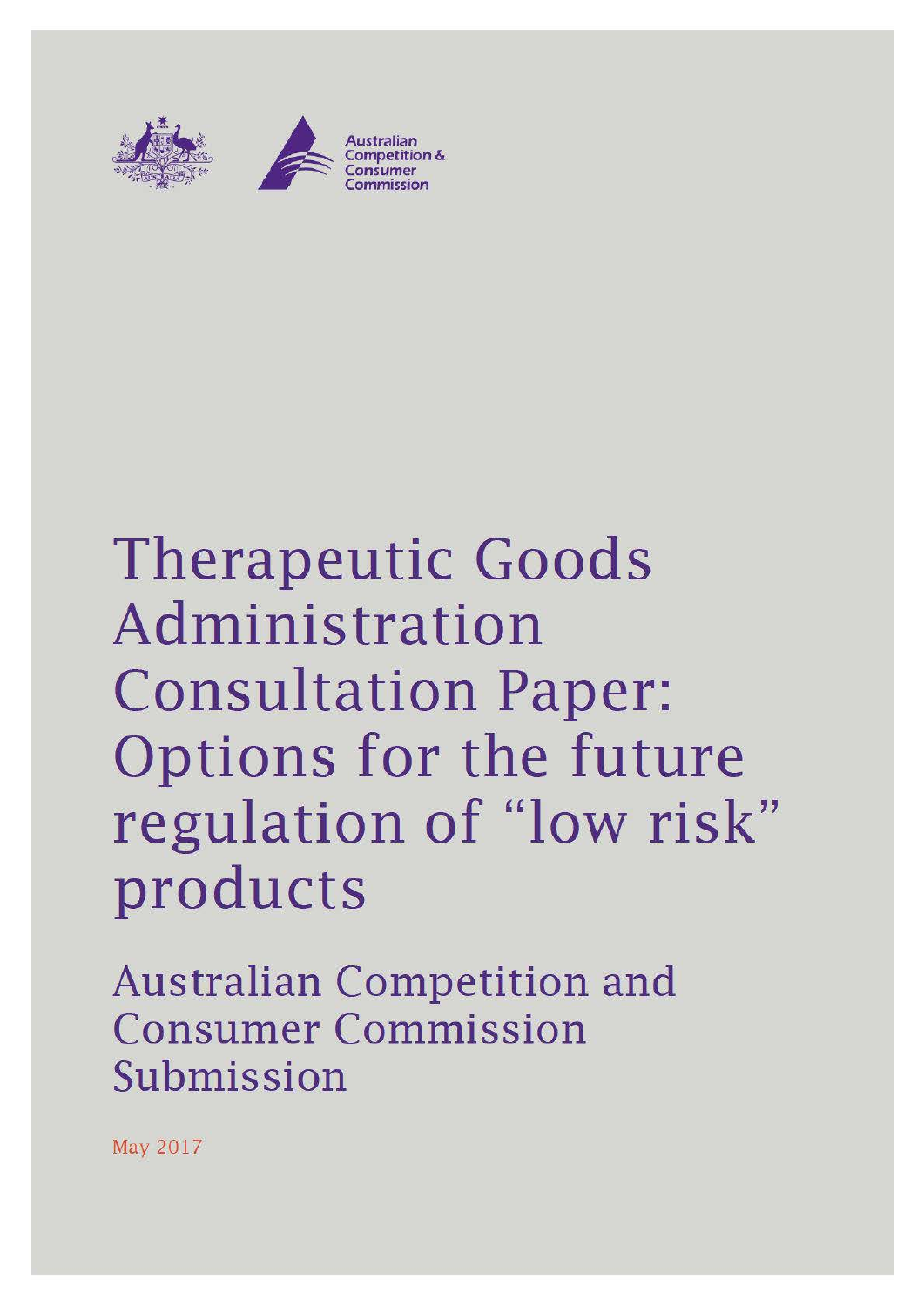Australian Competition & Consumer Commission

# Therapeutic Goods Administration Consultation Paper: Options for the future regulation of "low risk" products

## Australian Competition and Consumer Commission Submission

May 2017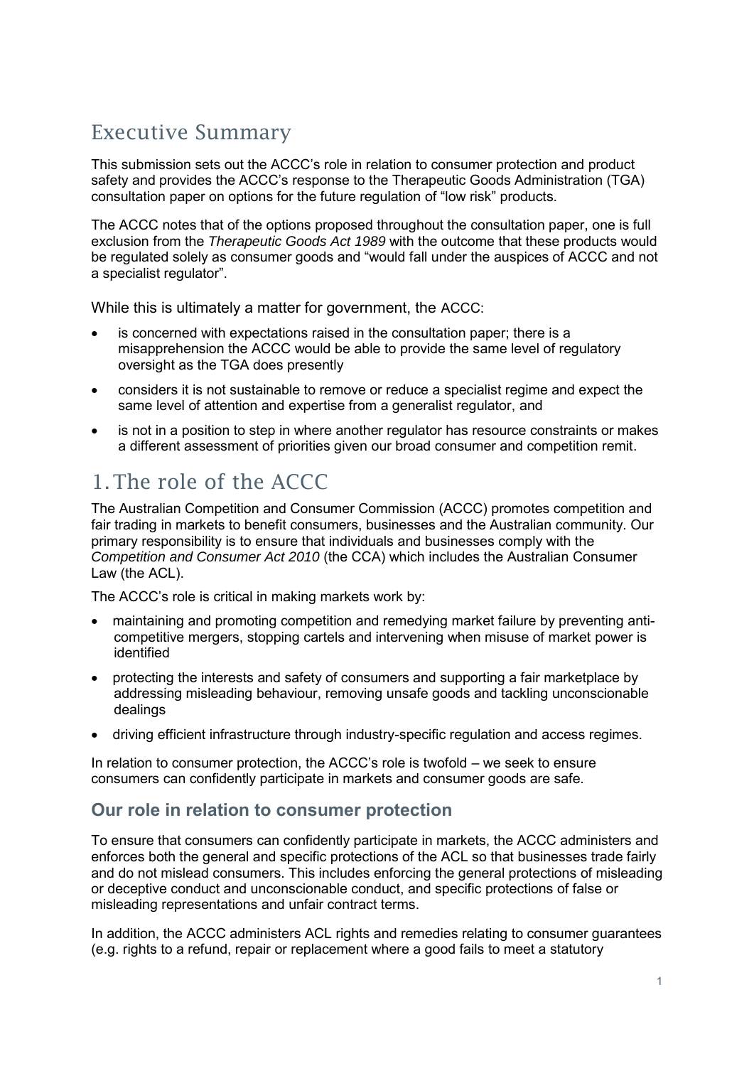# Executive Summary

This submission sets out the ACCC's role in relation to consumer protection and product safety and provides the ACCC's response to the Therapeutic Goods Administration (TGA) consultation paper on options for the future regulation of "low risk" products.

The ACCC notes that of the options proposed throughout the consultation paper, one is full exclusion from the *Therapeutic Goods Act 1989* with the outcome that these products would be regulated solely as consumer goods and "would fall under the auspices of ACCC and not a specialist regulator".

While this is ultimately a matter for government, the ACCC:

- is concerned with expectations raised in the consultation paper; there is a misapprehension the ACCC would be able to provide the same level of regulatory oversight as the TGA does presently
- considers it is not sustainable to remove or reduce a specialist regime and expect the same level of attention and expertise from a generalist regulator, and
- is not in a position to step in where another regulator has resource constraints or makes a different assessment of priorities given our broad consumer and competition remit.

# 1. The role of the ACCC

The Australian Competition and Consumer Commission (ACCC) promotes competition and fair trading in markets to benefit consumers, businesses and the Australian community. Our primary responsibility is to ensure that individuals and businesses comply with the *Competition and Consumer Act 2010* (the CCA) which includes the Australian Consumer Law (the ACL).

The ACCC's role is critical in making markets work by:

- maintaining and promoting competition and remedying market failure by preventing anti-competitive mergers, stopping cartels and intervening when misuse of market power is identified
- protecting the interests and safety of consumers and supporting a fair marketplace by addressing misleading behaviour, removing unsafe goods and tackling unconscionable dealings
- driving efficient infrastructure through industry-specific regulation and access regimes.

In relation to consumer protection, the ACCC's role is twofold – we seek to ensure consumers can confidently participate in markets and consumer goods are safe.

## Our role in relation to consumer protection

To ensure that consumers can confidently participate in markets, the ACCC administers and enforces both the general and specific protections of the ACL so that businesses trade fairly and do not mislead consumers. This includes enforcing the general protections of misleading or deceptive conduct and unconscionable conduct, and specific protections of false or misleading representations and unfair contract terms.

In addition, the ACCC administers ACL rights and remedies relating to consumer guarantees (e.g. rights to a refund, repair or replacement where a good fails to meet a statutory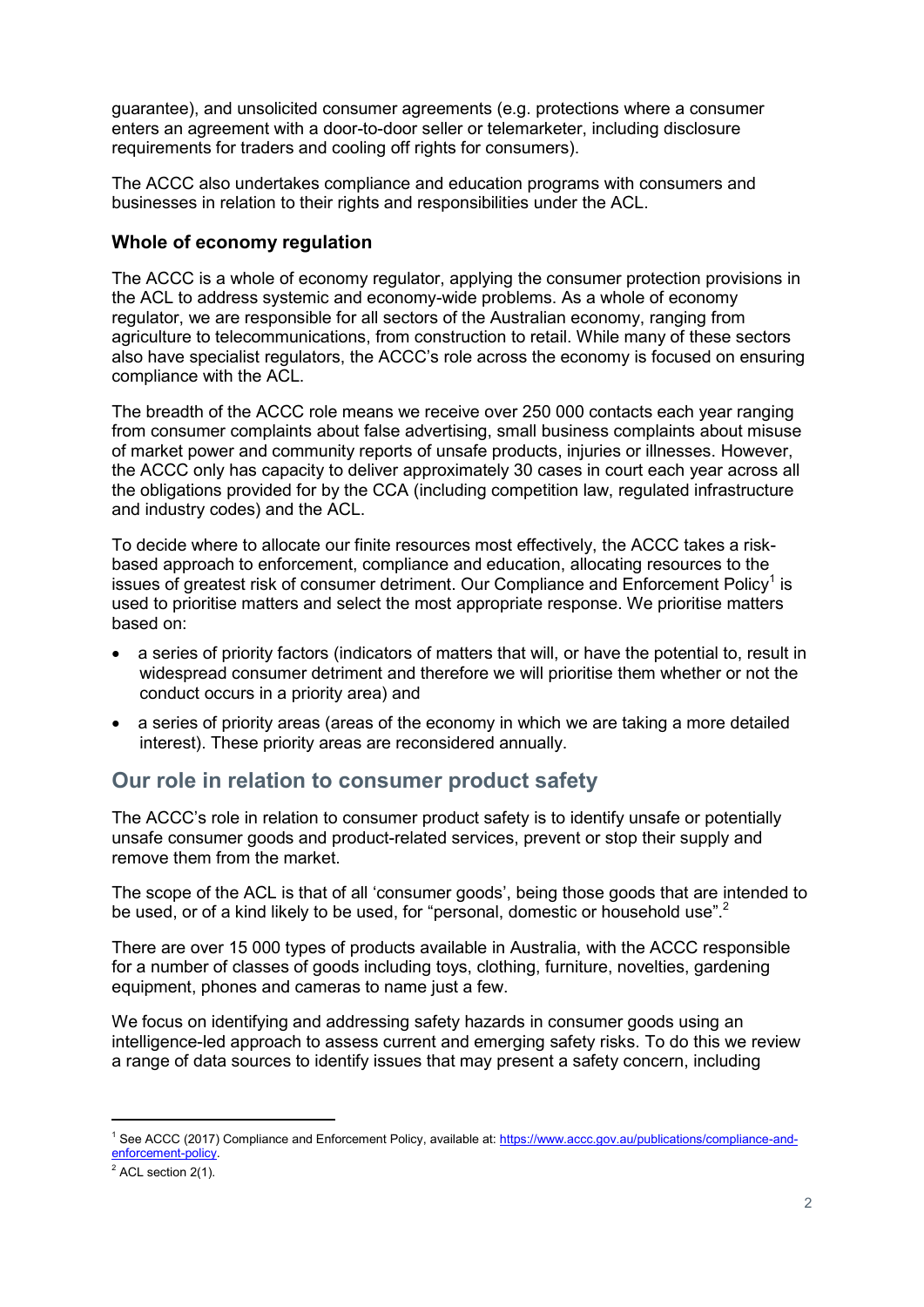guarantee), and unsolicited consumer agreements (e.g. protections where a consumer enters an agreement with a door-to-door seller or telemarketer, including disclosure requirements for traders and cooling off rights for consumers).

The ACCC also undertakes compliance and education programs with consumers and businesses in relation to their rights and responsibilities under the ACL.

### Whole of economy regulation

The ACCC is a whole of economy regulator, applying the consumer protection provisions in the ACL to address systemic and economy-wide problems. As a whole of economy regulator, we are responsible for all sectors of the Australian economy, ranging from agriculture to telecommunications, from construction to retail. While many of these sectors also have specialist regulators, the ACCC's role across the economy is focused on ensuring compliance with the ACL.

The breadth of the ACCC role means we receive over 250 000 contacts each year ranging from consumer complaints about false advertising, small business complaints about misuse of market power and community reports of unsafe products, injuries or illnesses. However, the ACCC only has capacity to deliver approximately 30 cases in court each year across all the obligations provided for by the CCA (including competition law, regulated infrastructure and industry codes) and the ACL.

To decide where to allocate our finite resources most effectively, the ACCC takes a risk-based approach to enforcement, compliance and education, allocating resources to the issues of greatest risk of consumer detriment. Our Compliance and Enforcement Policy[1] is used to prioritise matters and select the most appropriate response. We prioritise matters based on:

- a series of priority factors (indicators of matters that will, or have the potential to, result in widespread consumer detriment and therefore we will prioritise them whether or not the conduct occurs in a priority area) and
- a series of priority areas (areas of the economy in which we are taking a more detailed interest). These priority areas are reconsidered annually.

## Our role in relation to consumer product safety

The ACCC's role in relation to consumer product safety is to identify unsafe or potentially unsafe consumer goods and product-related services, prevent or stop their supply and remove them from the market.

The scope of the ACL is that of all 'consumer goods', being those goods that are intended to be used, or of a kind likely to be used, for "personal, domestic or household use".[2]

There are over 15 000 types of products available in Australia, with the ACCC responsible for a number of classes of goods including toys, clothing, furniture, novelties, gardening equipment, phones and cameras to name just a few.

We focus on identifying and addressing safety hazards in consumer goods using an intelligence-led approach to assess current and emerging safety risks. To do this we review a range of data sources to identify issues that may present a safety concern, including

---

[1] See ACCC (2017) Compliance and Enforcement Policy, available at: https://www.accc.gov.au/publications/compliance-and-enforcement-policy.

[2] ACL section 2(1).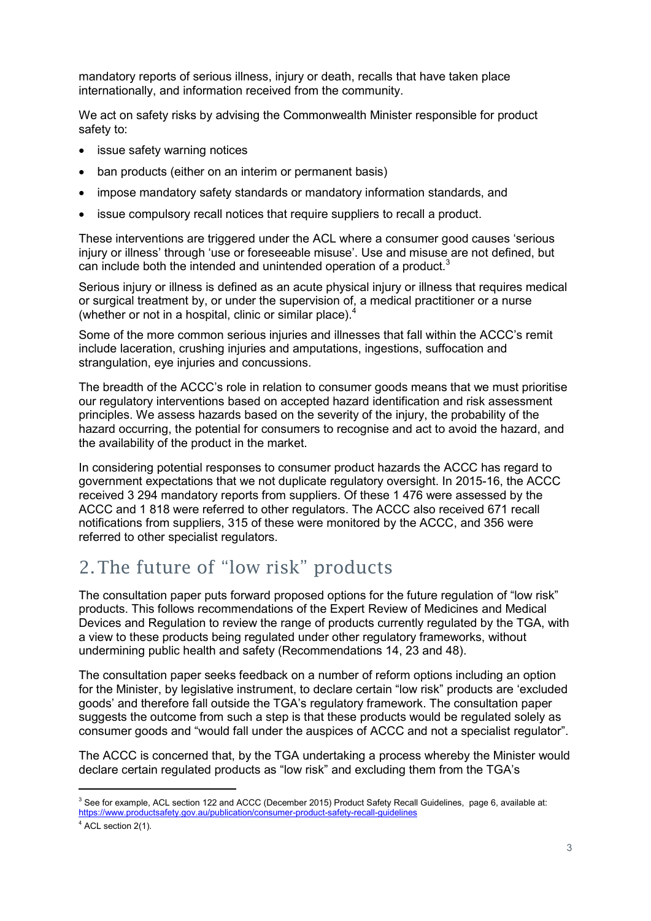mandatory reports of serious illness, injury or death, recalls that have taken place internationally, and information received from the community.

We act on safety risks by advising the Commonwealth Minister responsible for product safety to:

- issue safety warning notices
- ban products (either on an interim or permanent basis)
- impose mandatory safety standards or mandatory information standards, and
- issue compulsory recall notices that require suppliers to recall a product.

These interventions are triggered under the ACL where a consumer good causes 'serious injury or illness' through 'use or foreseeable misuse'. Use and misuse are not defined, but can include both the intended and unintended operation of a product.[3]

Serious injury or illness is defined as an acute physical injury or illness that requires medical or surgical treatment by, or under the supervision of, a medical practitioner or a nurse (whether or not in a hospital, clinic or similar place).[4]

Some of the more common serious injuries and illnesses that fall within the ACCC's remit include laceration, crushing injuries and amputations, ingestions, suffocation and strangulation, eye injuries and concussions.

The breadth of the ACCC's role in relation to consumer goods means that we must prioritise our regulatory interventions based on accepted hazard identification and risk assessment principles. We assess hazards based on the severity of the injury, the probability of the hazard occurring, the potential for consumers to recognise and act to avoid the hazard, and the availability of the product in the market.

In considering potential responses to consumer product hazards the ACCC has regard to government expectations that we not duplicate regulatory oversight. In 2015-16, the ACCC received 3 294 mandatory reports from suppliers. Of these 1 476 were assessed by the ACCC and 1 818 were referred to other regulators. The ACCC also received 671 recall notifications from suppliers, 315 of these were monitored by the ACCC, and 356 were referred to other specialist regulators.

## 2. The future of "low risk" products

The consultation paper puts forward proposed options for the future regulation of "low risk" products. This follows recommendations of the Expert Review of Medicines and Medical Devices and Regulation to review the range of products currently regulated by the TGA, with a view to these products being regulated under other regulatory frameworks, without undermining public health and safety (Recommendations 14, 23 and 48).

The consultation paper seeks feedback on a number of reform options including an option for the Minister, by legislative instrument, to declare certain "low risk" products are 'excluded goods' and therefore fall outside the TGA's regulatory framework. The consultation paper suggests the outcome from such a step is that these products would be regulated solely as consumer goods and "would fall under the auspices of ACCC and not a specialist regulator".

The ACCC is concerned that, by the TGA undertaking a process whereby the Minister would declare certain regulated products as "low risk" and excluding them from the TGA's

---

[3] See for example, ACL section 122 and ACCC (December 2015) Product Safety Recall Guidelines, page 6, available at: https://www.productsafety.gov.au/publication/consumer-product-safety-recall-guidelines

[4] ACL section 2(1).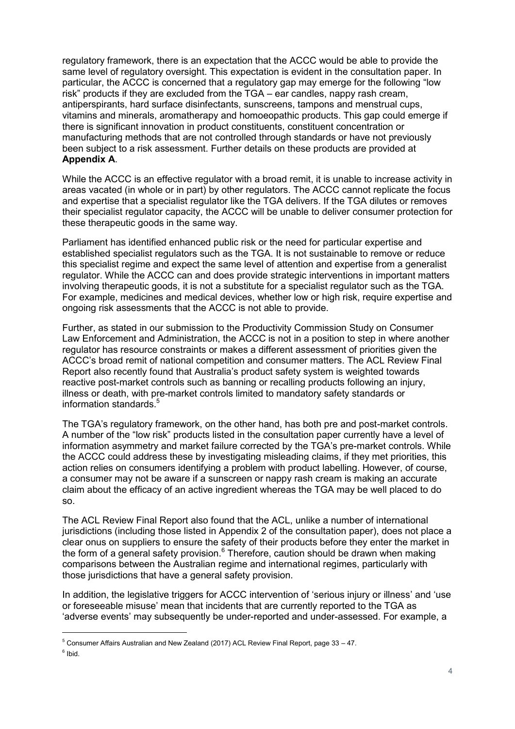regulatory framework, there is an expectation that the ACCC would be able to provide the same level of regulatory oversight. This expectation is evident in the consultation paper. In particular, the ACCC is concerned that a regulatory gap may emerge for the following "low risk" products if they are excluded from the TGA – ear candles, nappy rash cream, antiperspirants, hard surface disinfectants, sunscreens, tampons and menstrual cups, vitamins and minerals, aromatherapy and homoeopathic products. This gap could emerge if there is significant innovation in product constituents, constituent concentration or manufacturing methods that are not controlled through standards or have not previously been subject to a risk assessment. Further details on these products are provided at **Appendix A**.

While the ACCC is an effective regulator with a broad remit, it is unable to increase activity in areas vacated (in whole or in part) by other regulators. The ACCC cannot replicate the focus and expertise that a specialist regulator like the TGA delivers. If the TGA dilutes or removes their specialist regulator capacity, the ACCC will be unable to deliver consumer protection for these therapeutic goods in the same way.

Parliament has identified enhanced public risk or the need for particular expertise and established specialist regulators such as the TGA. It is not sustainable to remove or reduce this specialist regime and expect the same level of attention and expertise from a generalist regulator. While the ACCC can and does provide strategic interventions in important matters involving therapeutic goods, it is not a substitute for a specialist regulator such as the TGA. For example, medicines and medical devices, whether low or high risk, require expertise and ongoing risk assessments that the ACCC is not able to provide.

Further, as stated in our submission to the Productivity Commission Study on Consumer Law Enforcement and Administration, the ACCC is not in a position to step in where another regulator has resource constraints or makes a different assessment of priorities given the ACCC's broad remit of national competition and consumer matters. The ACL Review Final Report also recently found that Australia's product safety system is weighted towards reactive post-market controls such as banning or recalling products following an injury, illness or death, with pre-market controls limited to mandatory safety standards or information standards.[5]

The TGA's regulatory framework, on the other hand, has both pre and post-market controls. A number of the "low risk" products listed in the consultation paper currently have a level of information asymmetry and market failure corrected by the TGA's pre-market controls. While the ACCC could address these by investigating misleading claims, if they met priorities, this action relies on consumers identifying a problem with product labelling. However, of course, a consumer may not be aware if a sunscreen or nappy rash cream is making an accurate claim about the efficacy of an active ingredient whereas the TGA may be well placed to do so.

The ACL Review Final Report also found that the ACL, unlike a number of international jurisdictions (including those listed in Appendix 2 of the consultation paper), does not place a clear onus on suppliers to ensure the safety of their products before they enter the market in the form of a general safety provision.[6] Therefore, caution should be drawn when making comparisons between the Australian regime and international regimes, particularly with those jurisdictions that have a general safety provision.

In addition, the legislative triggers for ACCC intervention of 'serious injury or illness' and 'use or foreseeable misuse' mean that incidents that are currently reported to the TGA as 'adverse events' may subsequently be under-reported and under-assessed. For example, a

---

[5] Consumer Affairs Australian and New Zealand (2017) ACL Review Final Report, page 33 – 47.

[6] Ibid.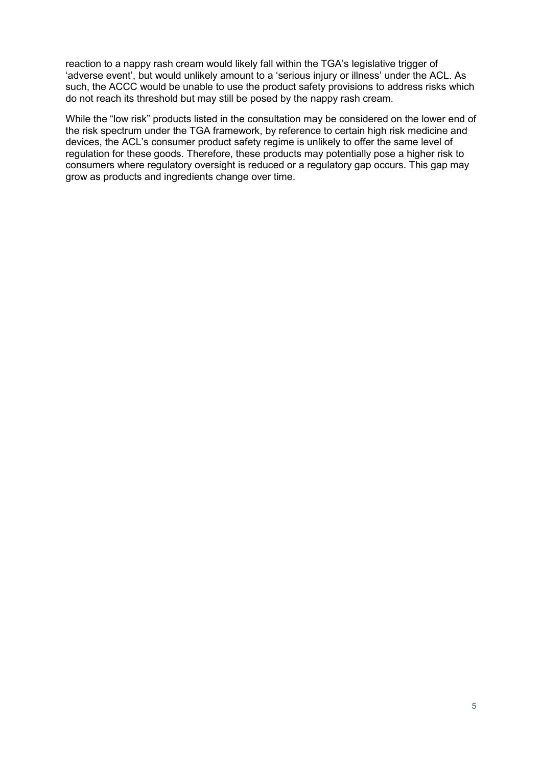reaction to a nappy rash cream would likely fall within the TGA's legislative trigger of 'adverse event', but would unlikely amount to a 'serious injury or illness' under the ACL. As such, the ACCC would be unable to use the product safety provisions to address risks which do not reach its threshold but may still be posed by the nappy rash cream.

While the "low risk" products listed in the consultation may be considered on the lower end of the risk spectrum under the TGA framework, by reference to certain high risk medicine and devices, the ACL's consumer product safety regime is unlikely to offer the same level of regulation for these goods. Therefore, these products may potentially pose a higher risk to consumers where regulatory oversight is reduced or a regulatory gap occurs. This gap may grow as products and ingredients change over time.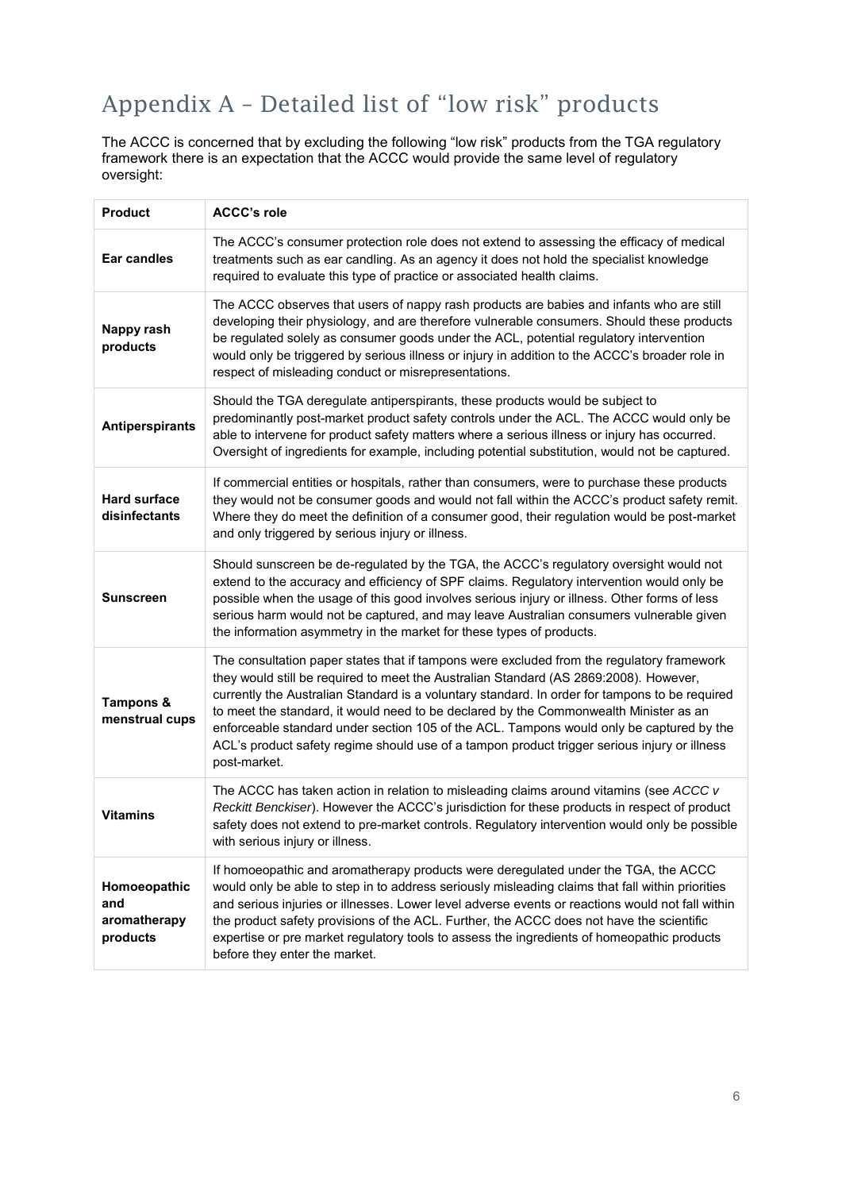# Appendix A – Detailed list of "low risk" products

The ACCC is concerned that by excluding the following "low risk" products from the TGA regulatory framework there is an expectation that the ACCC would provide the same level of regulatory oversight:

| Product | ACCC's role |
|---|---|
| **Ear candles** | The ACCC's consumer protection role does not extend to assessing the efficacy of medical treatments such as ear candling. As an agency it does not hold the specialist knowledge required to evaluate this type of practice or associated health claims. |
| **Nappy rash products** | The ACCC observes that users of nappy rash products are babies and infants who are still developing their physiology, and are therefore vulnerable consumers. Should these products be regulated solely as consumer goods under the ACL, potential regulatory intervention would only be triggered by serious illness or injury in addition to the ACCC's broader role in respect of misleading conduct or misrepresentations. |
| **Antiperspirants** | Should the TGA deregulate antiperspirants, these products would be subject to predominantly post-market product safety controls under the ACL. The ACCC would only be able to intervene for product safety matters where a serious illness or injury has occurred. Oversight of ingredients for example, including potential substitution, would not be captured. |
| **Hard surface disinfectants** | If commercial entities or hospitals, rather than consumers, were to purchase these products they would not be consumer goods and would not fall within the ACCC's product safety remit. Where they do meet the definition of a consumer good, their regulation would be post-market and only triggered by serious injury or illness. |
| **Sunscreen** | Should sunscreen be de-regulated by the TGA, the ACCC's regulatory oversight would not extend to the accuracy and efficiency of SPF claims. Regulatory intervention would only be possible when the usage of this good involves serious injury or illness. Other forms of less serious harm would not be captured, and may leave Australian consumers vulnerable given the information asymmetry in the market for these types of products. |
| **Tampons & menstrual cups** | The consultation paper states that if tampons were excluded from the regulatory framework they would still be required to meet the Australian Standard (AS 2869:2008). However, currently the Australian Standard is a voluntary standard. In order for tampons to be required to meet the standard, it would need to be declared by the Commonwealth Minister as an enforceable standard under section 105 of the ACL. Tampons would only be captured by the ACL's product safety regime should use of a tampon product trigger serious injury or illness post-market. |
| **Vitamins** | The ACCC has taken action in relation to misleading claims around vitamins (see *ACCC v Reckitt Benckiser*). However the ACCC's jurisdiction for these products in respect of product safety does not extend to pre-market controls. Regulatory intervention would only be possible with serious injury or illness. |
| **Homoeopathic and aromatherapy products** | If homoeopathic and aromatherapy products were deregulated under the TGA, the ACCC would only be able to step in to address seriously misleading claims that fall within priorities and serious injuries or illnesses. Lower level adverse events or reactions would not fall within the product safety provisions of the ACL. Further, the ACCC does not have the scientific expertise or pre market regulatory tools to assess the ingredients of homeopathic products before they enter the market. |